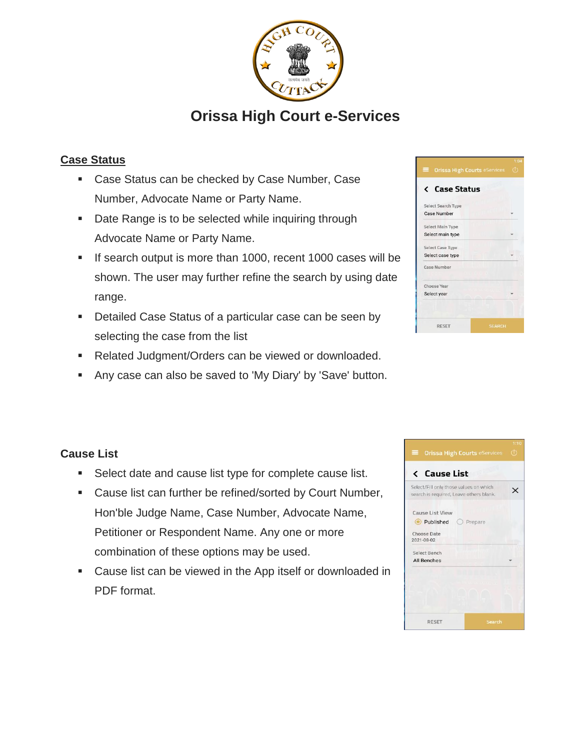# Orissa High Court e-Services

## <u>Case Status</u>

- Case Status can be checked by Case Number, Case Number, Advocate Name or Party Name.
- Date Range is to be selected while inquiring through Advocate Name or Party Name.
- If search output is more than 1000, recent 1000 cases will be shown. The user may further refine the search by using date range.
- Detailed Case Status of a particular case can be seen by selecting the case from the list
- Related Judgment/Orders can be viewed or downloaded.
- Any case can also be saved to 'My Diary' by 'Save' button.

## Cause List

- Select date and cause list type for complete cause list.
- Cause list can further be refined/sorted by Court Number, Hon'ble Judge Name, Case Number, Advocate Name, Petitioner or Respondent Name. Any one or more combination of these options may be used.
- Cause list can be viewed in the App itself or downloaded in PDF format.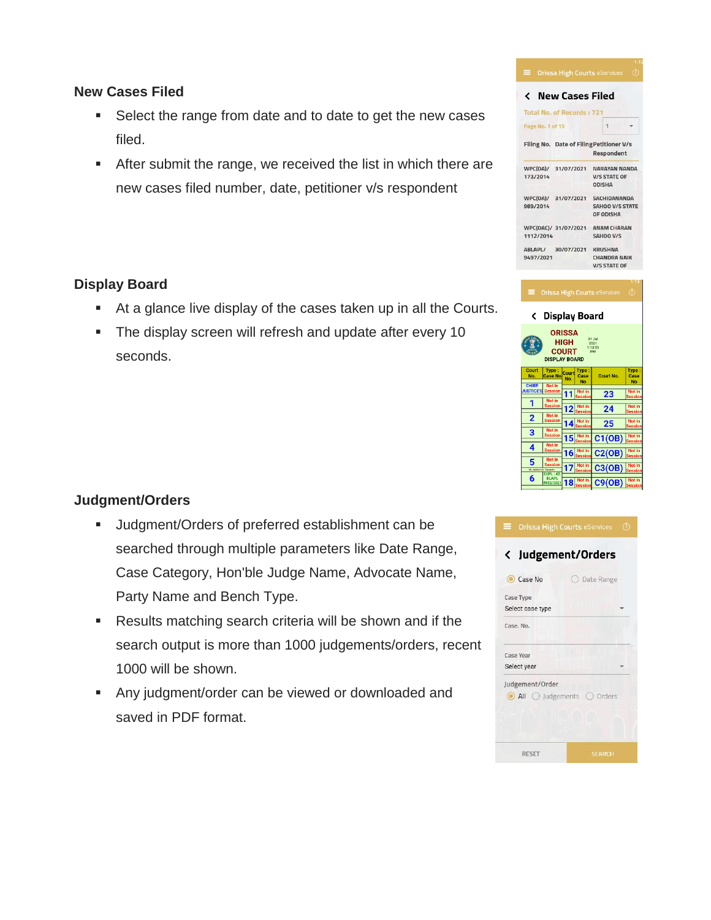### New Cases Filed

- Select the range from date and to date to get the new cases filed.
- After submit the range, we received the list in which there are new cases filed number, date, petitioner v/s respondent

### Display Board

- At a glance live display of the cases taken up in all the Courts.
- The display screen will refresh and update after every 10 seconds.

### Judgment/Orders

- Judgment/Orders of preferred establishment can be searched through multiple parameters like Date Range, Case Category, Hon'ble Judge Name, Advocate Name, Party Name and Bench Type.
- Results matching search criteria will be shown and if the search output is more than 1000 judgements/orders, recent 1000 will be shown.
- Any judgment/order can be viewed or downloaded and saved in PDF format.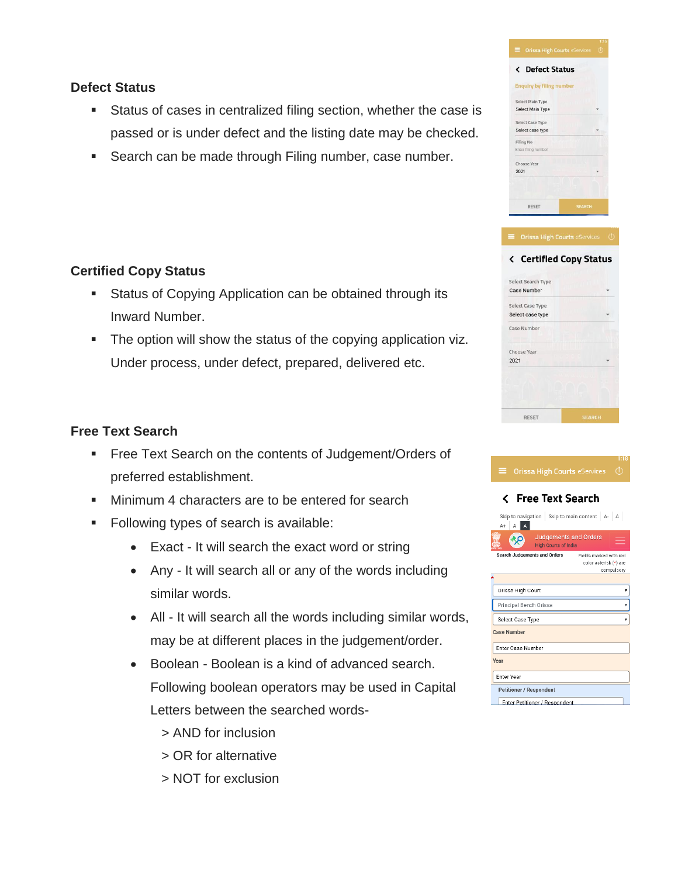### Defect Status

- Status of cases in centralized filing section, whether the case is passed or is under defect and the listing date may be checked.
- Search can be made through Filing number, case number.

### Certified Copy Status

- Status of Copying Application can be obtained through its Inward Number.
- The option will show the status of the copying application viz. Under process, under defect, prepared, delivered etc.

### Free Text Search

- Free Text Search on the contents of Judgement/Orders of preferred establishment.
- Minimum 4 characters are to be entered for search
- Following types of search is available:
  - Exact - It will search the exact word or string
  - Any - It will search all or any of the words including similar words.
  - All - It will search all the words including similar words, may be at different places in the judgement/order.
  - Boolean - Boolean is a kind of advanced search. Following boolean operators may be used in Capital Letters between the searched words-

    > AND for inclusion

    > OR for alternative

    > NOT for exclusion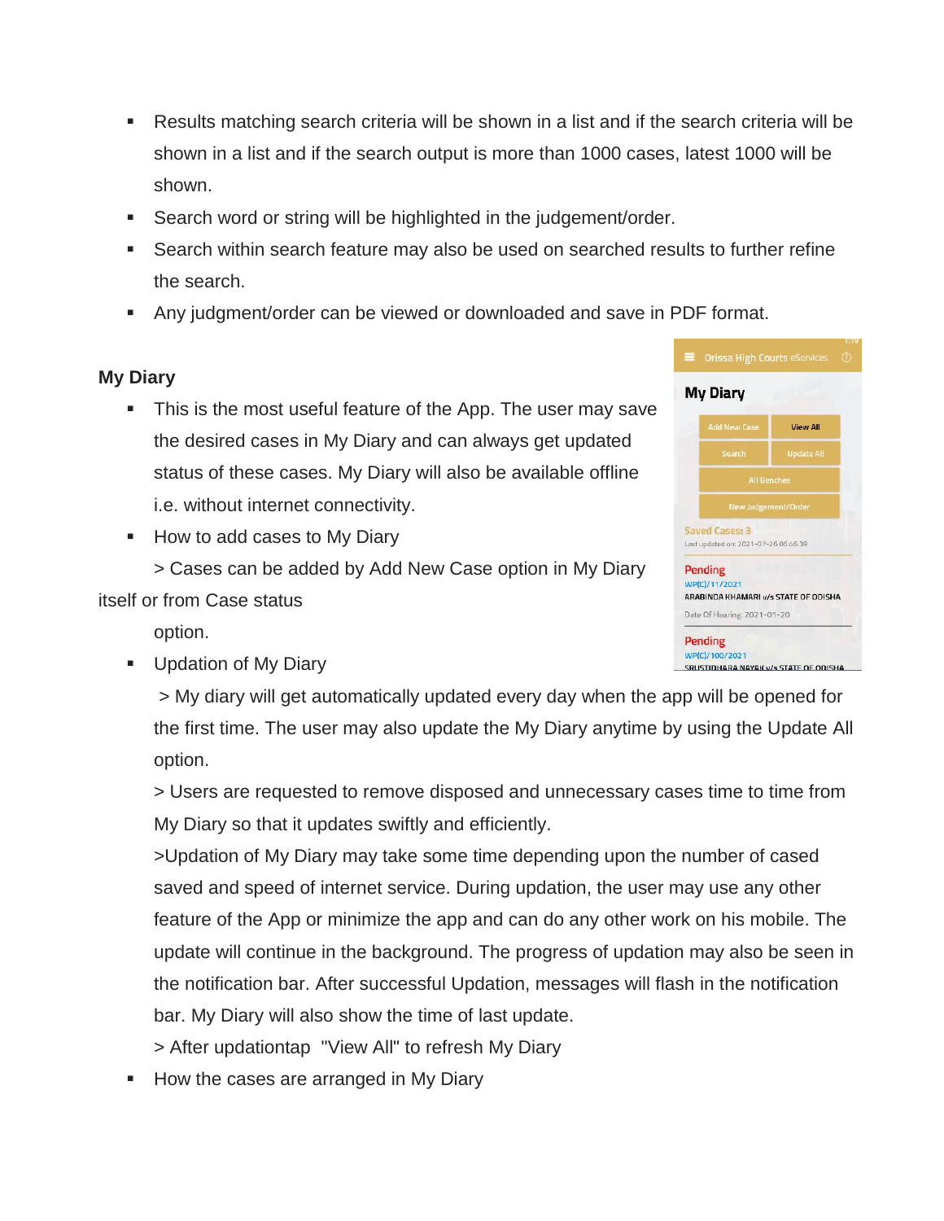- Results matching search criteria will be shown in a list and if the search criteria will be shown in a list and if the search output is more than 1000 cases, latest 1000 will be shown.
- Search word or string will be highlighted in the judgement/order.
- Search within search feature may also be used on searched results to further refine the search.
- Any judgment/order can be viewed or downloaded and save in PDF format.

**My Diary**

- This is the most useful feature of the App. The user may save the desired cases in My Diary and can always get updated status of these cases. My Diary will also be available offline i.e. without internet connectivity.
- How to add cases to My Diary

  > Cases can be added by Add New Case option in My Diary itself or from Case status option.
- Updation of My Diary

  > My diary will get automatically updated every day when the app will be opened for the first time. The user may also update the My Diary anytime by using the Update All option.

  > Users are requested to remove disposed and unnecessary cases time to time from My Diary so that it updates swiftly and efficiently.

  >Updation of My Diary may take some time depending upon the number of cased saved and speed of internet service. During updation, the user may use any other feature of the App or minimize the app and can do any other work on his mobile. The update will continue in the background. The progress of updation may also be seen in the notification bar. After successful Updation, messages will flash in the notification bar. My Diary will also show the time of last update.

  > After updationtap "View All" to refresh My Diary
- How the cases are arranged in My Diary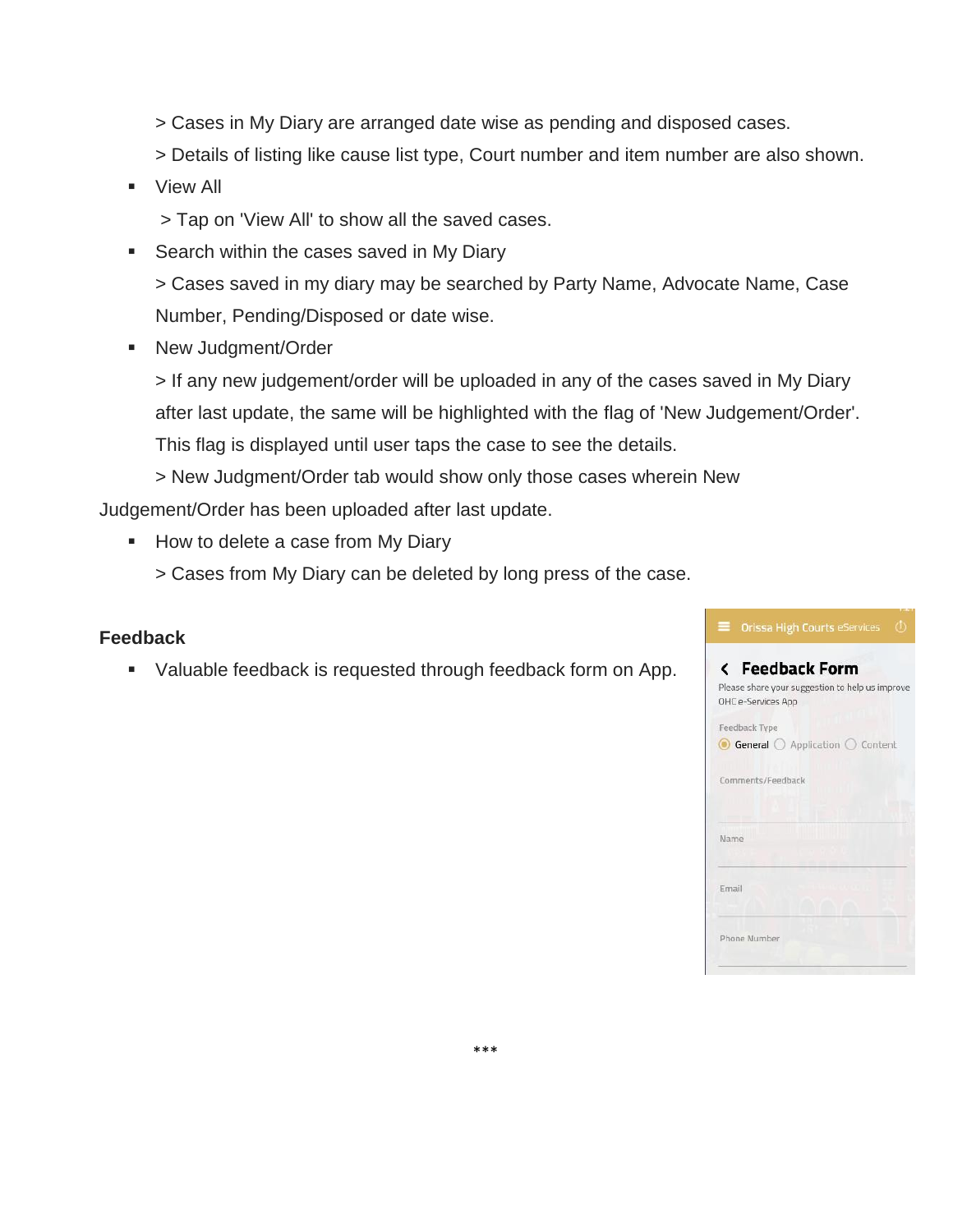> Cases in My Diary are arranged date wise as pending and disposed cases.

> Details of listing like cause list type, Court number and item number are also shown.

- View All

  > Tap on 'View All' to show all the saved cases.

- Search within the cases saved in My Diary

  > Cases saved in my diary may be searched by Party Name, Advocate Name, Case Number, Pending/Disposed or date wise.

- New Judgment/Order

  > If any new judgement/order will be uploaded in any of the cases saved in My Diary after last update, the same will be highlighted with the flag of 'New Judgement/Order'. This flag is displayed until user taps the case to see the details.

  > New Judgment/Order tab would show only those cases wherein New Judgement/Order has been uploaded after last update.

- How to delete a case from My Diary

  > Cases from My Diary can be deleted by long press of the case.

**Feedback**

- Valuable feedback is requested through feedback form on App.

Orissa High Courts eServices

Feedback Form

Please share your suggestion to help us improve OHC e-Services App

Feedback Type

General Application Content

Comments/Feedback

Name

Email

Phone Number

\*\*\*